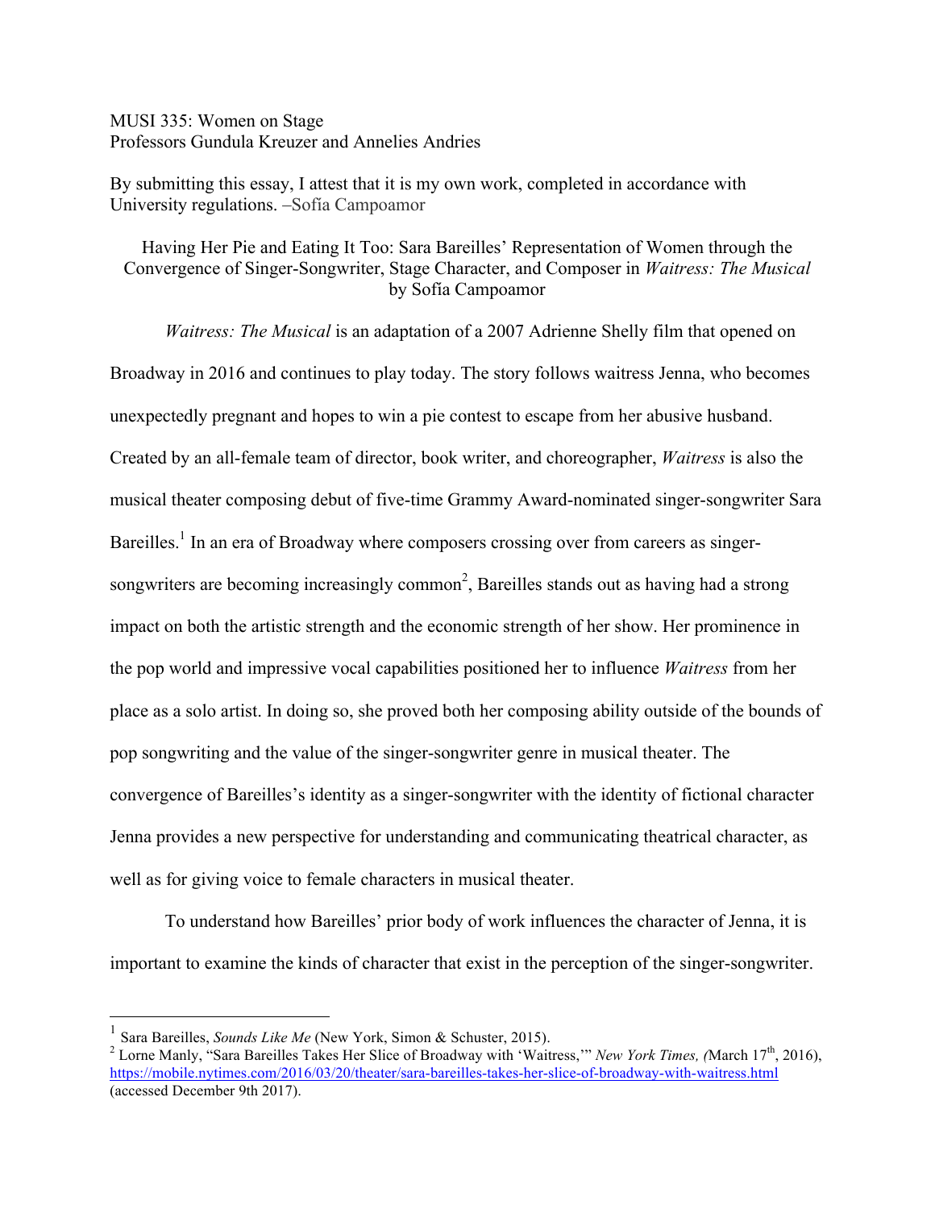MUSI 335: Women on Stage
Professors Gundula Kreuzer and Annelies Andries

By submitting this essay, I attest that it is my own work, completed in accordance with University regulations. –Sofía Campoamor

# Having Her Pie and Eating It Too: Sara Bareilles' Representation of Women through the Convergence of Singer-Songwriter, Stage Character, and Composer in *Waitress: The Musical*

by Sofía Campoamor

*Waitress: The Musical* is an adaptation of a 2007 Adrienne Shelly film that opened on Broadway in 2016 and continues to play today. The story follows waitress Jenna, who becomes unexpectedly pregnant and hopes to win a pie contest to escape from her abusive husband. Created by an all-female team of director, book writer, and choreographer, *Waitress* is also the musical theater composing debut of five-time Grammy Award-nominated singer-songwriter Sara Bareilles.[1] In an era of Broadway where composers crossing over from careers as singer-songwriters are becoming increasingly common[2], Bareilles stands out as having had a strong impact on both the artistic strength and the economic strength of her show. Her prominence in the pop world and impressive vocal capabilities positioned her to influence *Waitress* from her place as a solo artist. In doing so, she proved both her composing ability outside of the bounds of pop songwriting and the value of the singer-songwriter genre in musical theater. The convergence of Bareilles's identity as a singer-songwriter with the identity of fictional character Jenna provides a new perspective for understanding and communicating theatrical character, as well as for giving voice to female characters in musical theater.

To understand how Bareilles' prior body of work influences the character of Jenna, it is important to examine the kinds of character that exist in the perception of the singer-songwriter.

---

[1] Sara Bareilles, *Sounds Like Me* (New York, Simon & Schuster, 2015).

[2] Lorne Manly, "Sara Bareilles Takes Her Slice of Broadway with 'Waitress,'" *New York Times, (*March 17th, 2016), https://mobile.nytimes.com/2016/03/20/theater/sara-bareilles-takes-her-slice-of-broadway-with-waitress.html (accessed December 9th 2017).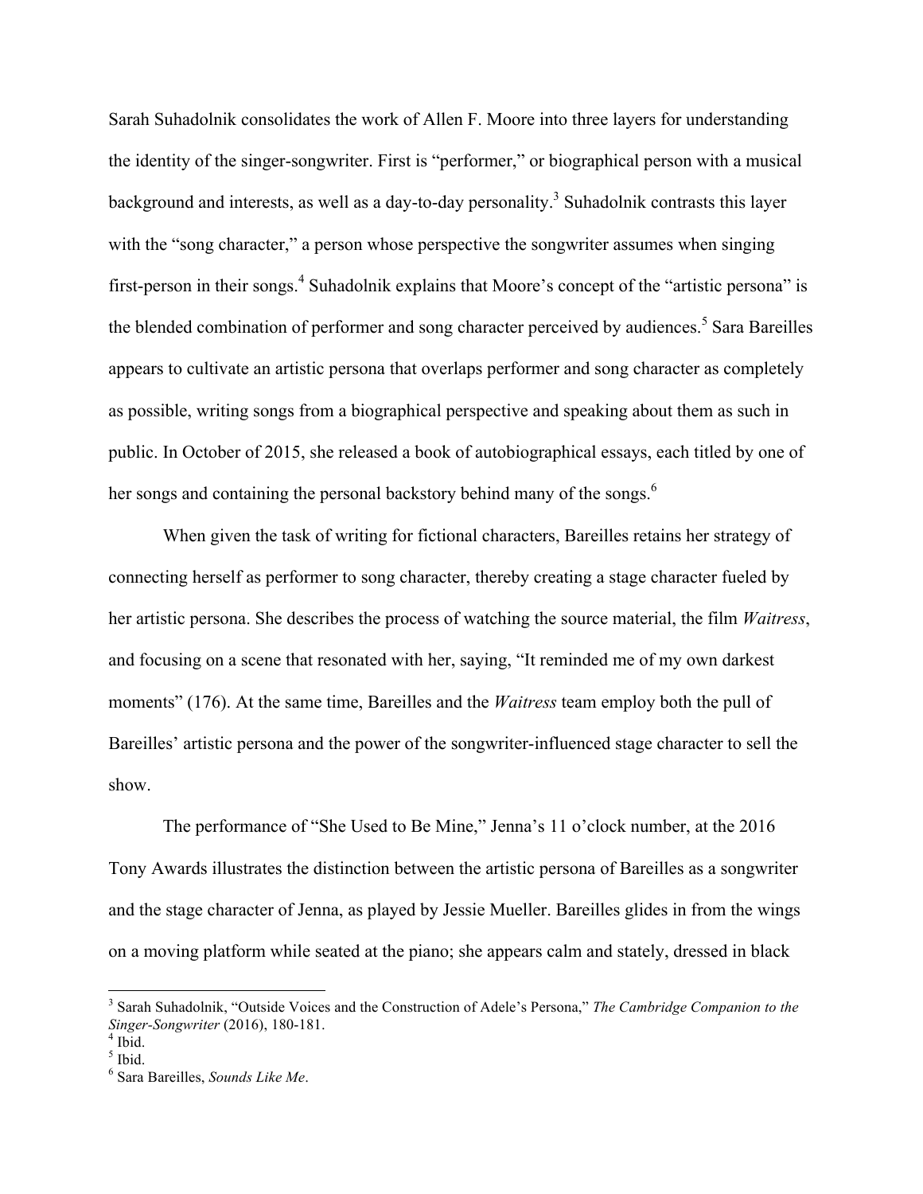Sarah Suhadolnik consolidates the work of Allen F. Moore into three layers for understanding the identity of the singer-songwriter. First is "performer," or biographical person with a musical background and interests, as well as a day-to-day personality.[3] Suhadolnik contrasts this layer with the "song character," a person whose perspective the songwriter assumes when singing first-person in their songs.[4] Suhadolnik explains that Moore's concept of the "artistic persona" is the blended combination of performer and song character perceived by audiences.[5] Sara Bareilles appears to cultivate an artistic persona that overlaps performer and song character as completely as possible, writing songs from a biographical perspective and speaking about them as such in public. In October of 2015, she released a book of autobiographical essays, each titled by one of her songs and containing the personal backstory behind many of the songs.[6]

When given the task of writing for fictional characters, Bareilles retains her strategy of connecting herself as performer to song character, thereby creating a stage character fueled by her artistic persona. She describes the process of watching the source material, the film *Waitress*, and focusing on a scene that resonated with her, saying, "It reminded me of my own darkest moments" (176). At the same time, Bareilles and the *Waitress* team employ both the pull of Bareilles' artistic persona and the power of the songwriter-influenced stage character to sell the show.

The performance of "She Used to Be Mine," Jenna's 11 o'clock number, at the 2016 Tony Awards illustrates the distinction between the artistic persona of Bareilles as a songwriter and the stage character of Jenna, as played by Jessie Mueller. Bareilles glides in from the wings on a moving platform while seated at the piano; she appears calm and stately, dressed in black

---

[3] Sarah Suhadolnik, "Outside Voices and the Construction of Adele's Persona," *The Cambridge Companion to the Singer-Songwriter* (2016), 180-181.

[4] Ibid.

[5] Ibid.

[6] Sara Bareilles, *Sounds Like Me*.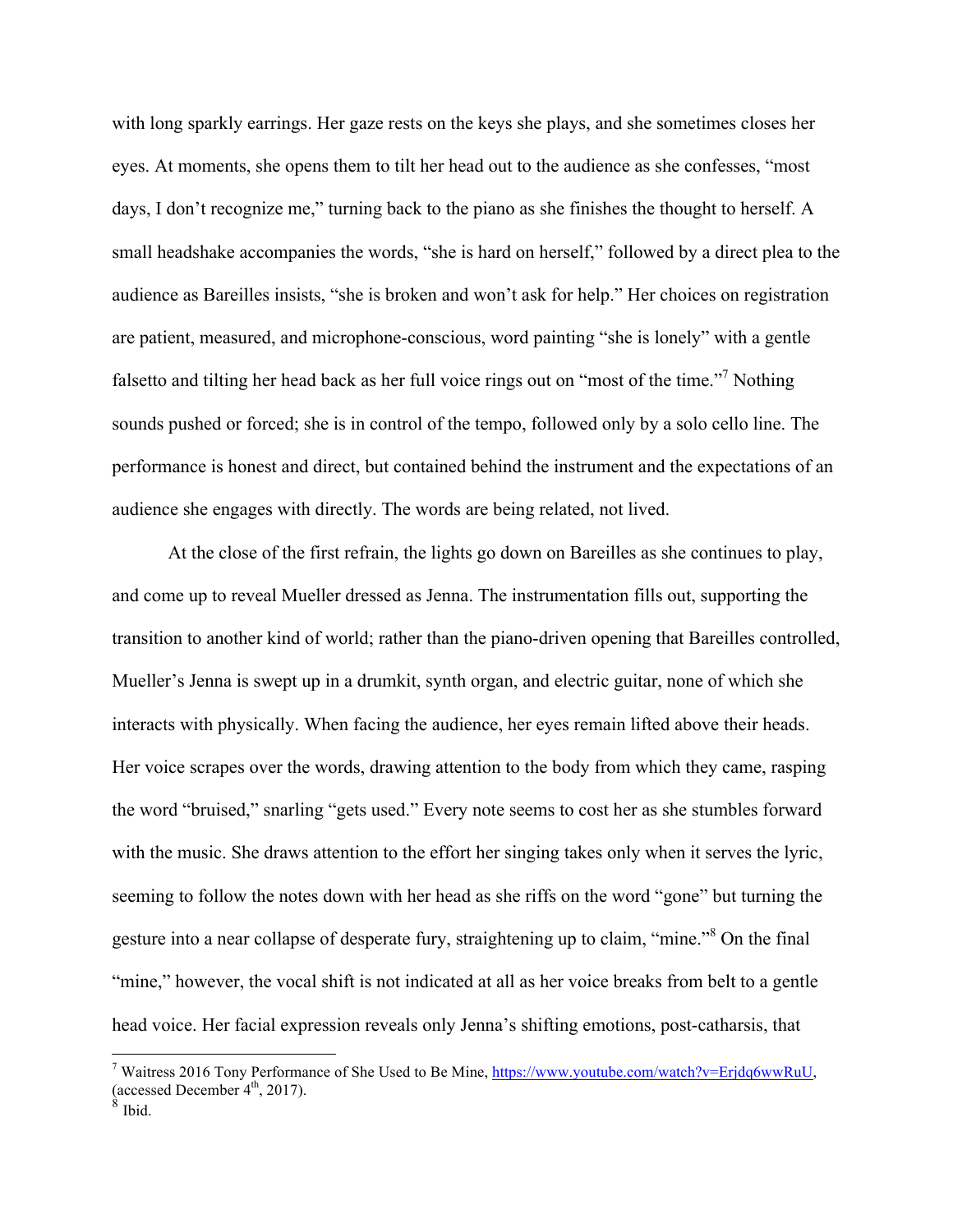with long sparkly earrings. Her gaze rests on the keys she plays, and she sometimes closes her eyes. At moments, she opens them to tilt her head out to the audience as she confesses, "most days, I don't recognize me," turning back to the piano as she finishes the thought to herself. A small headshake accompanies the words, "she is hard on herself," followed by a direct plea to the audience as Bareilles insists, "she is broken and won't ask for help." Her choices on registration are patient, measured, and microphone-conscious, word painting "she is lonely" with a gentle falsetto and tilting her head back as her full voice rings out on "most of the time."[7] Nothing sounds pushed or forced; she is in control of the tempo, followed only by a solo cello line. The performance is honest and direct, but contained behind the instrument and the expectations of an audience she engages with directly. The words are being related, not lived.

At the close of the first refrain, the lights go down on Bareilles as she continues to play, and come up to reveal Mueller dressed as Jenna. The instrumentation fills out, supporting the transition to another kind of world; rather than the piano-driven opening that Bareilles controlled, Mueller's Jenna is swept up in a drumkit, synth organ, and electric guitar, none of which she interacts with physically. When facing the audience, her eyes remain lifted above their heads. Her voice scrapes over the words, drawing attention to the body from which they came, rasping the word "bruised," snarling "gets used." Every note seems to cost her as she stumbles forward with the music. She draws attention to the effort her singing takes only when it serves the lyric, seeming to follow the notes down with her head as she riffs on the word "gone" but turning the gesture into a near collapse of desperate fury, straightening up to claim, "mine."[8] On the final "mine," however, the vocal shift is not indicated at all as her voice breaks from belt to a gentle head voice. Her facial expression reveals only Jenna's shifting emotions, post-catharsis, that

---

[7] Waitress 2016 Tony Performance of She Used to Be Mine, https://www.youtube.com/watch?v=Erjdq6wwRuU, (accessed December 4th, 2017).

[8] Ibid.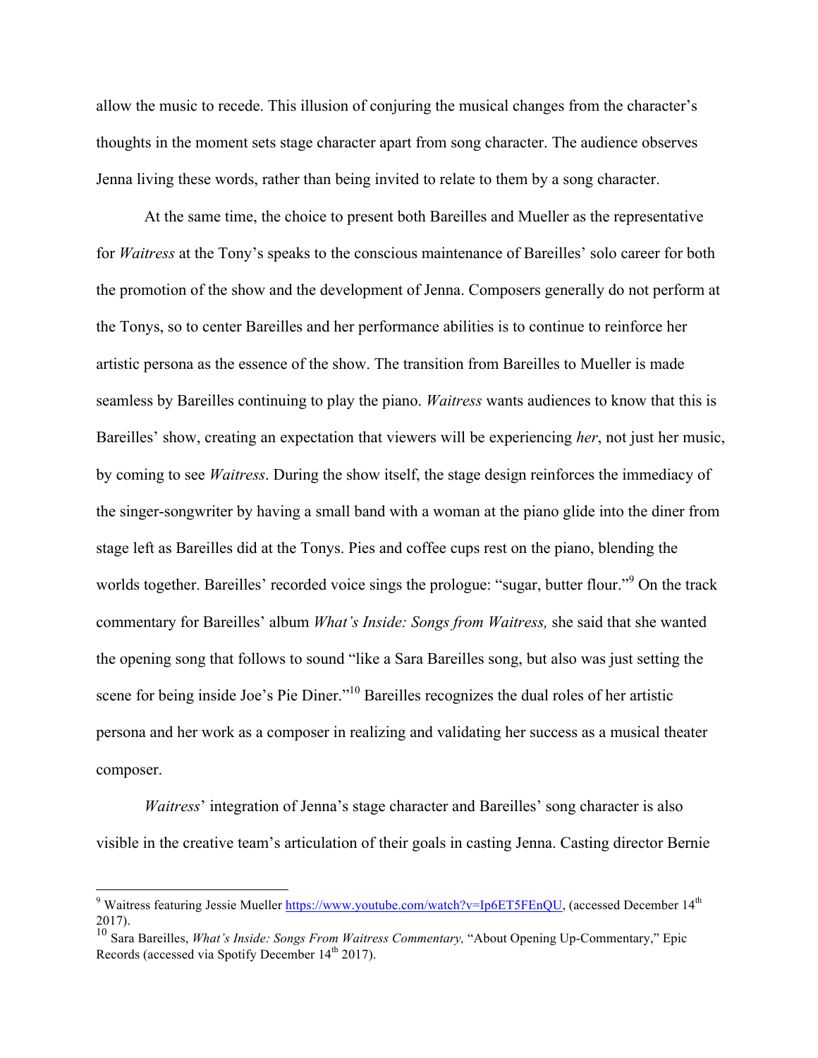allow the music to recede. This illusion of conjuring the musical changes from the character's thoughts in the moment sets stage character apart from song character. The audience observes Jenna living these words, rather than being invited to relate to them by a song character.

At the same time, the choice to present both Bareilles and Mueller as the representative for *Waitress* at the Tony's speaks to the conscious maintenance of Bareilles' solo career for both the promotion of the show and the development of Jenna. Composers generally do not perform at the Tonys, so to center Bareilles and her performance abilities is to continue to reinforce her artistic persona as the essence of the show. The transition from Bareilles to Mueller is made seamless by Bareilles continuing to play the piano. *Waitress* wants audiences to know that this is Bareilles' show, creating an expectation that viewers will be experiencing *her*, not just her music, by coming to see *Waitress*. During the show itself, the stage design reinforces the immediacy of the singer-songwriter by having a small band with a woman at the piano glide into the diner from stage left as Bareilles did at the Tonys. Pies and coffee cups rest on the piano, blending the worlds together. Bareilles' recorded voice sings the prologue: "sugar, butter flour."[9] On the track commentary for Bareilles' album *What's Inside: Songs from Waitress,* she said that she wanted the opening song that follows to sound "like a Sara Bareilles song, but also was just setting the scene for being inside Joe's Pie Diner."[10] Bareilles recognizes the dual roles of her artistic persona and her work as a composer in realizing and validating her success as a musical theater composer.

*Waitress*' integration of Jenna's stage character and Bareilles' song character is also visible in the creative team's articulation of their goals in casting Jenna. Casting director Bernie

---

[9] Waitress featuring Jessie Mueller https://www.youtube.com/watch?v=Ip6ET5FEnQU, (accessed December 14th 2017).

[10] Sara Bareilles, *What's Inside: Songs From Waitress Commentary,* "About Opening Up-Commentary," Epic Records (accessed via Spotify December 14th 2017).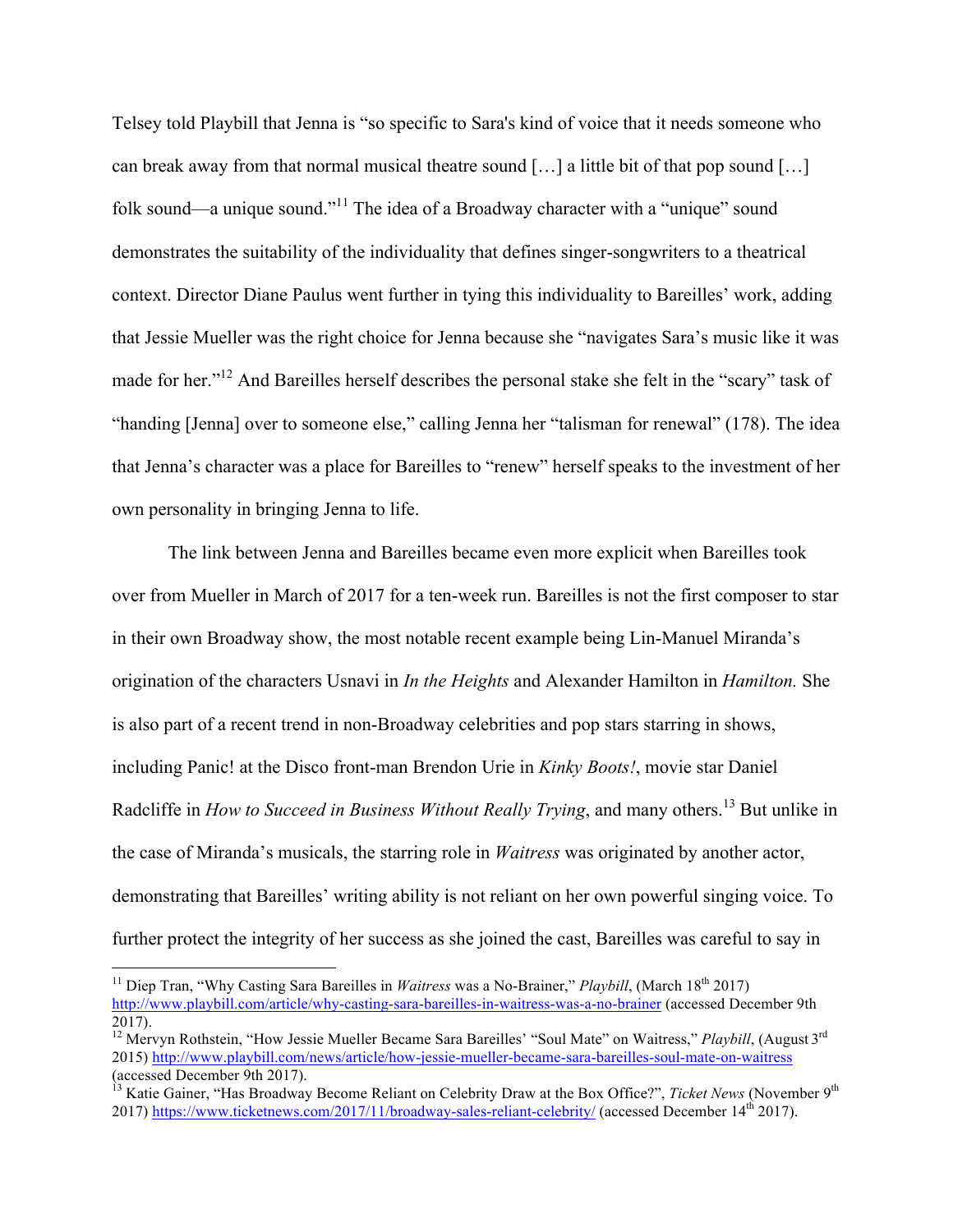Telsey told Playbill that Jenna is "so specific to Sara's kind of voice that it needs someone who can break away from that normal musical theatre sound […] a little bit of that pop sound […] folk sound—a unique sound."[11] The idea of a Broadway character with a "unique" sound demonstrates the suitability of the individuality that defines singer-songwriters to a theatrical context. Director Diane Paulus went further in tying this individuality to Bareilles' work, adding that Jessie Mueller was the right choice for Jenna because she "navigates Sara's music like it was made for her."[12] And Bareilles herself describes the personal stake she felt in the "scary" task of "handing [Jenna] over to someone else," calling Jenna her "talisman for renewal" (178). The idea that Jenna's character was a place for Bareilles to "renew" herself speaks to the investment of her own personality in bringing Jenna to life.

The link between Jenna and Bareilles became even more explicit when Bareilles took over from Mueller in March of 2017 for a ten-week run. Bareilles is not the first composer to star in their own Broadway show, the most notable recent example being Lin-Manuel Miranda's origination of the characters Usnavi in *In the Heights* and Alexander Hamilton in *Hamilton.* She is also part of a recent trend in non-Broadway celebrities and pop stars starring in shows, including Panic! at the Disco front-man Brendon Urie in *Kinky Boots!*, movie star Daniel Radcliffe in *How to Succeed in Business Without Really Trying*, and many others.[13] But unlike in the case of Miranda's musicals, the starring role in *Waitress* was originated by another actor, demonstrating that Bareilles' writing ability is not reliant on her own powerful singing voice. To further protect the integrity of her success as she joined the cast, Bareilles was careful to say in

---

[11] Diep Tran, "Why Casting Sara Bareilles in *Waitress* was a No-Brainer," *Playbill*, (March 18th 2017) http://www.playbill.com/article/why-casting-sara-bareilles-in-waitress-was-a-no-brainer (accessed December 9th 2017).

[12] Mervyn Rothstein, "How Jessie Mueller Became Sara Bareilles' "Soul Mate" on Waitress," *Playbill*, (August 3rd 2015) http://www.playbill.com/news/article/how-jessie-mueller-became-sara-bareilles-soul-mate-on-waitress (accessed December 9th 2017).

[13] Katie Gainer, "Has Broadway Become Reliant on Celebrity Draw at the Box Office?", *Ticket News* (November 9th 2017) https://www.ticketnews.com/2017/11/broadway-sales-reliant-celebrity/ (accessed December 14th 2017).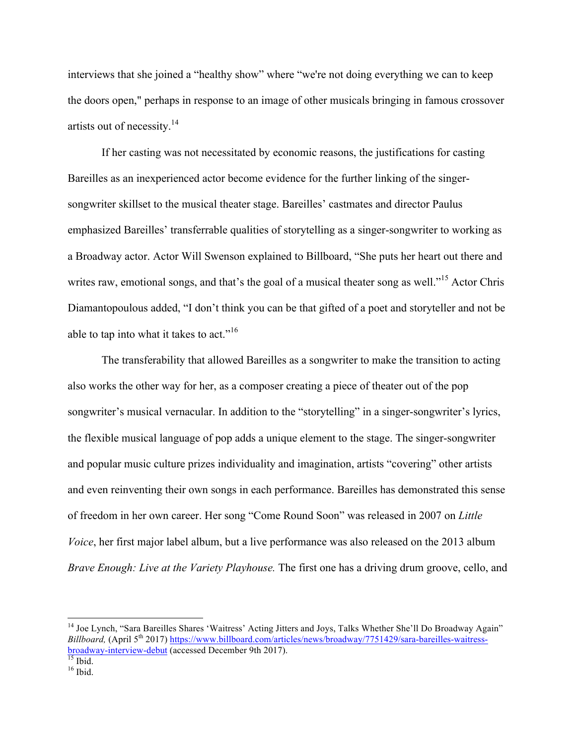interviews that she joined a "healthy show" where "we're not doing everything we can to keep the doors open," perhaps in response to an image of other musicals bringing in famous crossover artists out of necessity.[14]

If her casting was not necessitated by economic reasons, the justifications for casting Bareilles as an inexperienced actor become evidence for the further linking of the singer-songwriter skillset to the musical theater stage. Bareilles' castmates and director Paulus emphasized Bareilles' transferrable qualities of storytelling as a singer-songwriter to working as a Broadway actor. Actor Will Swenson explained to Billboard, "She puts her heart out there and writes raw, emotional songs, and that's the goal of a musical theater song as well."[15] Actor Chris Diamantopoulous added, "I don't think you can be that gifted of a poet and storyteller and not be able to tap into what it takes to act."[16]

The transferability that allowed Bareilles as a songwriter to make the transition to acting also works the other way for her, as a composer creating a piece of theater out of the pop songwriter's musical vernacular. In addition to the "storytelling" in a singer-songwriter's lyrics, the flexible musical language of pop adds a unique element to the stage. The singer-songwriter and popular music culture prizes individuality and imagination, artists "covering" other artists and even reinventing their own songs in each performance. Bareilles has demonstrated this sense of freedom in her own career. Her song "Come Round Soon" was released in 2007 on *Little Voice*, her first major label album, but a live performance was also released on the 2013 album *Brave Enough: Live at the Variety Playhouse.* The first one has a driving drum groove, cello, and

---

[14] Joe Lynch, "Sara Bareilles Shares 'Waitress' Acting Jitters and Joys, Talks Whether She'll Do Broadway Again" *Billboard,* (April 5th 2017) https://www.billboard.com/articles/news/broadway/7751429/sara-bareilles-waitress-broadway-interview-debut (accessed December 9th 2017).

[15] Ibid.

[16] Ibid.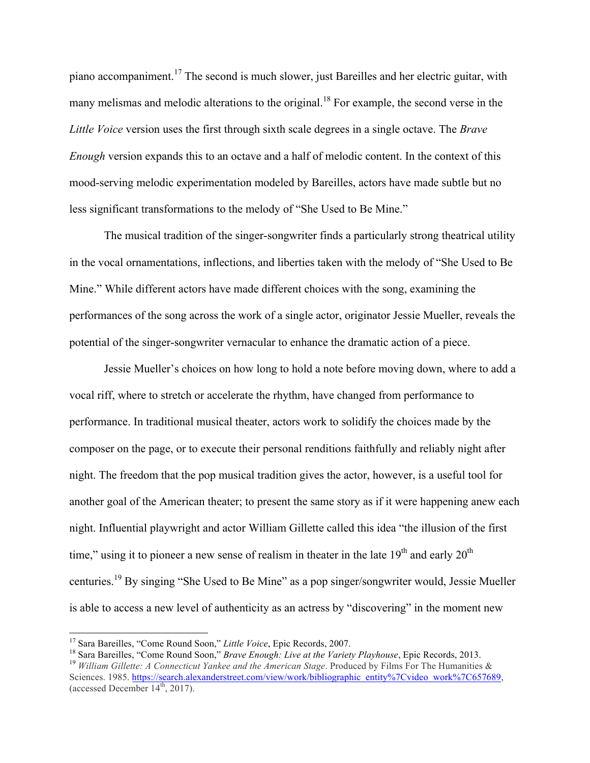piano accompaniment.[17] The second is much slower, just Bareilles and her electric guitar, with many melismas and melodic alterations to the original.[18] For example, the second verse in the *Little Voice* version uses the first through sixth scale degrees in a single octave. The *Brave Enough* version expands this to an octave and a half of melodic content. In the context of this mood-serving melodic experimentation modeled by Bareilles, actors have made subtle but no less significant transformations to the melody of "She Used to Be Mine."

The musical tradition of the singer-songwriter finds a particularly strong theatrical utility in the vocal ornamentations, inflections, and liberties taken with the melody of "She Used to Be Mine." While different actors have made different choices with the song, examining the performances of the song across the work of a single actor, originator Jessie Mueller, reveals the potential of the singer-songwriter vernacular to enhance the dramatic action of a piece.

Jessie Mueller's choices on how long to hold a note before moving down, where to add a vocal riff, where to stretch or accelerate the rhythm, have changed from performance to performance. In traditional musical theater, actors work to solidify the choices made by the composer on the page, or to execute their personal renditions faithfully and reliably night after night. The freedom that the pop musical tradition gives the actor, however, is a useful tool for another goal of the American theater; to present the same story as if it were happening anew each night. Influential playwright and actor William Gillette called this idea "the illusion of the first time," using it to pioneer a new sense of realism in theater in the late 19th and early 20th centuries.[19] By singing "She Used to Be Mine" as a pop singer/songwriter would, Jessie Mueller is able to access a new level of authenticity as an actress by "discovering" in the moment new

---

[17] Sara Bareilles, "Come Round Soon," *Little Voice*, Epic Records, 2007.

[18] Sara Bareilles, "Come Round Soon," *Brave Enough: Live at the Variety Playhouse*, Epic Records, 2013.

[19] *William Gillette: A Connecticut Yankee and the American Stage*. Produced by Films For The Humanities & Sciences. 1985. https://search.alexanderstreet.com/view/work/bibliographic_entity%7Cvideo_work%7C657689, (accessed December 14th, 2017).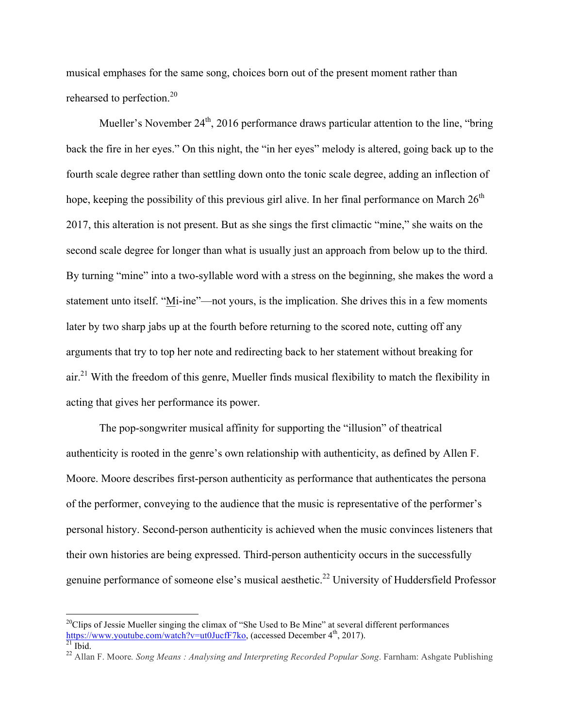musical emphases for the same song, choices born out of the present moment rather than rehearsed to perfection.[20]

Mueller's November 24th, 2016 performance draws particular attention to the line, "bring back the fire in her eyes." On this night, the "in her eyes" melody is altered, going back up to the fourth scale degree rather than settling down onto the tonic scale degree, adding an inflection of hope, keeping the possibility of this previous girl alive. In her final performance on March 26th 2017, this alteration is not present. But as she sings the first climactic "mine," she waits on the second scale degree for longer than what is usually just an approach from below up to the third. By turning "mine" into a two-syllable word with a stress on the beginning, she makes the word a statement unto itself. "<u>M</u>i-ine"—not yours, is the implication. She drives this in a few moments later by two sharp jabs up at the fourth before returning to the scored note, cutting off any arguments that try to top her note and redirecting back to her statement without breaking for air.[21] With the freedom of this genre, Mueller finds musical flexibility to match the flexibility in acting that gives her performance its power.

The pop-songwriter musical affinity for supporting the "illusion" of theatrical authenticity is rooted in the genre's own relationship with authenticity, as defined by Allen F. Moore. Moore describes first-person authenticity as performance that authenticates the persona of the performer, conveying to the audience that the music is representative of the performer's personal history. Second-person authenticity is achieved when the music convinces listeners that their own histories are being expressed. Third-person authenticity occurs in the successfully genuine performance of someone else's musical aesthetic.[22] University of Huddersfield Professor

---

[20] Clips of Jessie Mueller singing the climax of "She Used to Be Mine" at several different performances https://www.youtube.com/watch?v=ut0JucfF7ko, (accessed December 4th, 2017).

[21] Ibid.

[22] Allan F. Moore*. Song Means : Analysing and Interpreting Recorded Popular Song*. Farnham: Ashgate Publishing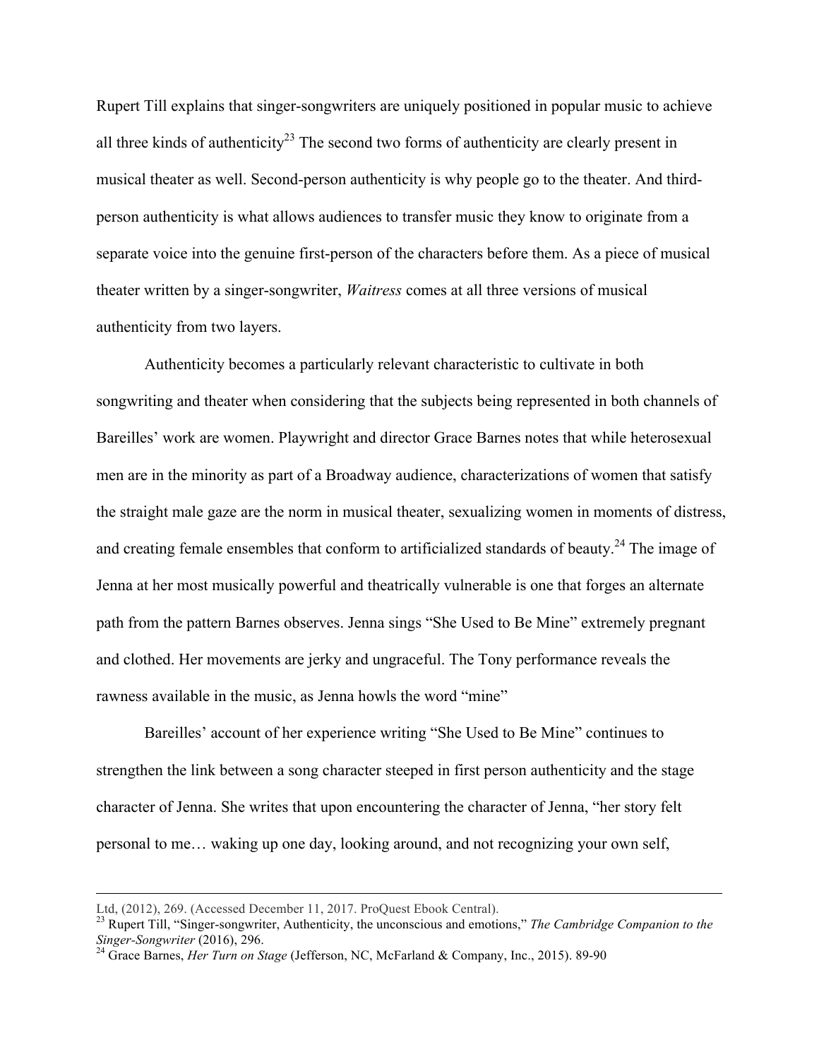Rupert Till explains that singer-songwriters are uniquely positioned in popular music to achieve all three kinds of authenticity[23] The second two forms of authenticity are clearly present in musical theater as well. Second-person authenticity is why people go to the theater. And third-person authenticity is what allows audiences to transfer music they know to originate from a separate voice into the genuine first-person of the characters before them. As a piece of musical theater written by a singer-songwriter, *Waitress* comes at all three versions of musical authenticity from two layers.

Authenticity becomes a particularly relevant characteristic to cultivate in both songwriting and theater when considering that the subjects being represented in both channels of Bareilles' work are women. Playwright and director Grace Barnes notes that while heterosexual men are in the minority as part of a Broadway audience, characterizations of women that satisfy the straight male gaze are the norm in musical theater, sexualizing women in moments of distress, and creating female ensembles that conform to artificialized standards of beauty.[24] The image of Jenna at her most musically powerful and theatrically vulnerable is one that forges an alternate path from the pattern Barnes observes. Jenna sings "She Used to Be Mine" extremely pregnant and clothed. Her movements are jerky and ungraceful. The Tony performance reveals the rawness available in the music, as Jenna howls the word "mine"

Bareilles' account of her experience writing "She Used to Be Mine" continues to strengthen the link between a song character steeped in first person authenticity and the stage character of Jenna. She writes that upon encountering the character of Jenna, "her story felt personal to me… waking up one day, looking around, and not recognizing your own self,

---

Ltd, (2012), 269. (Accessed December 11, 2017. ProQuest Ebook Central).

[23] Rupert Till, "Singer-songwriter, Authenticity, the unconscious and emotions," *The Cambridge Companion to the Singer-Songwriter* (2016), 296.

[24] Grace Barnes, *Her Turn on Stage* (Jefferson, NC, McFarland & Company, Inc., 2015). 89-90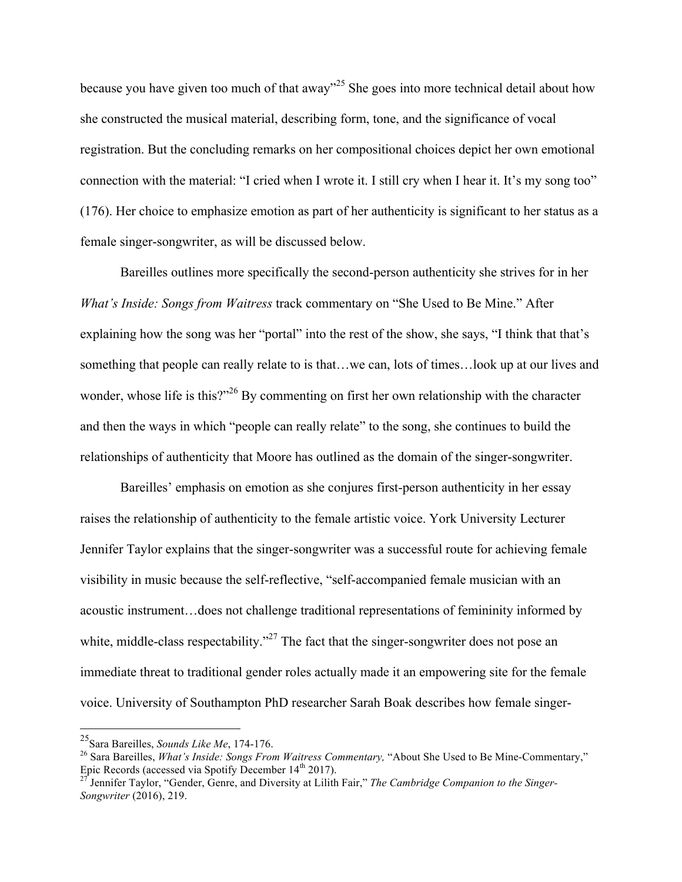because you have given too much of that away"[25] She goes into more technical detail about how she constructed the musical material, describing form, tone, and the significance of vocal registration. But the concluding remarks on her compositional choices depict her own emotional connection with the material: "I cried when I wrote it. I still cry when I hear it. It's my song too" (176). Her choice to emphasize emotion as part of her authenticity is significant to her status as a female singer-songwriter, as will be discussed below.

Bareilles outlines more specifically the second-person authenticity she strives for in her *What's Inside: Songs from Waitress* track commentary on "She Used to Be Mine." After explaining how the song was her "portal" into the rest of the show, she says, "I think that that's something that people can really relate to is that…we can, lots of times…look up at our lives and wonder, whose life is this?"[26] By commenting on first her own relationship with the character and then the ways in which "people can really relate" to the song, she continues to build the relationships of authenticity that Moore has outlined as the domain of the singer-songwriter.

Bareilles' emphasis on emotion as she conjures first-person authenticity in her essay raises the relationship of authenticity to the female artistic voice. York University Lecturer Jennifer Taylor explains that the singer-songwriter was a successful route for achieving female visibility in music because the self-reflective, "self-accompanied female musician with an acoustic instrument…does not challenge traditional representations of femininity informed by white, middle-class respectability."[27] The fact that the singer-songwriter does not pose an immediate threat to traditional gender roles actually made it an empowering site for the female voice. University of Southampton PhD researcher Sarah Boak describes how female singer-

---

[25] Sara Bareilles, *Sounds Like Me*, 174-176.

[26] Sara Bareilles, *What's Inside: Songs From Waitress Commentary,* "About She Used to Be Mine-Commentary," Epic Records (accessed via Spotify December 14th 2017).

[27] Jennifer Taylor, "Gender, Genre, and Diversity at Lilith Fair," *The Cambridge Companion to the Singer-Songwriter* (2016), 219.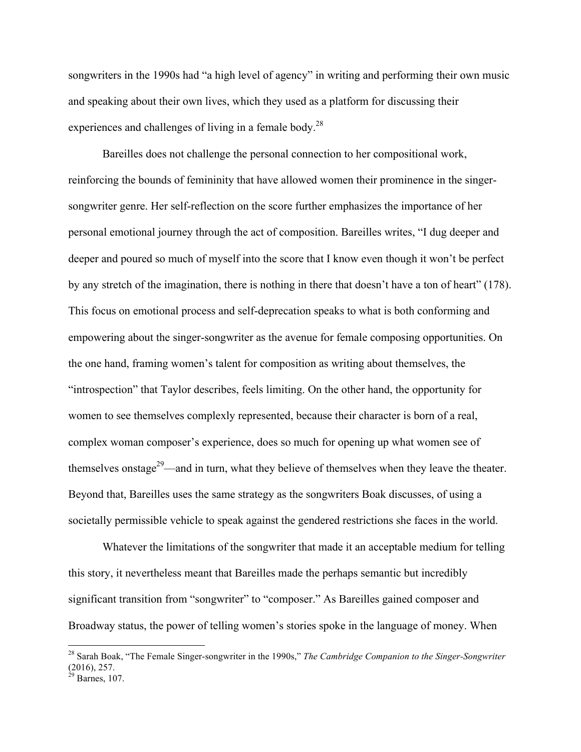songwriters in the 1990s had "a high level of agency" in writing and performing their own music and speaking about their own lives, which they used as a platform for discussing their experiences and challenges of living in a female body.[28]

Bareilles does not challenge the personal connection to her compositional work, reinforcing the bounds of femininity that have allowed women their prominence in the singer-songwriter genre. Her self-reflection on the score further emphasizes the importance of her personal emotional journey through the act of composition. Bareilles writes, "I dug deeper and deeper and poured so much of myself into the score that I know even though it won't be perfect by any stretch of the imagination, there is nothing in there that doesn't have a ton of heart" (178). This focus on emotional process and self-deprecation speaks to what is both conforming and empowering about the singer-songwriter as the avenue for female composing opportunities. On the one hand, framing women's talent for composition as writing about themselves, the "introspection" that Taylor describes, feels limiting. On the other hand, the opportunity for women to see themselves complexly represented, because their character is born of a real, complex woman composer's experience, does so much for opening up what women see of themselves onstage[29]—and in turn, what they believe of themselves when they leave the theater. Beyond that, Bareilles uses the same strategy as the songwriters Boak discusses, of using a societally permissible vehicle to speak against the gendered restrictions she faces in the world.

Whatever the limitations of the songwriter that made it an acceptable medium for telling this story, it nevertheless meant that Bareilles made the perhaps semantic but incredibly significant transition from "songwriter" to "composer." As Bareilles gained composer and Broadway status, the power of telling women's stories spoke in the language of money. When

[28] Sarah Boak, "The Female Singer-songwriter in the 1990s," *The Cambridge Companion to the Singer-Songwriter* (2016), 257.

[29] Barnes, 107.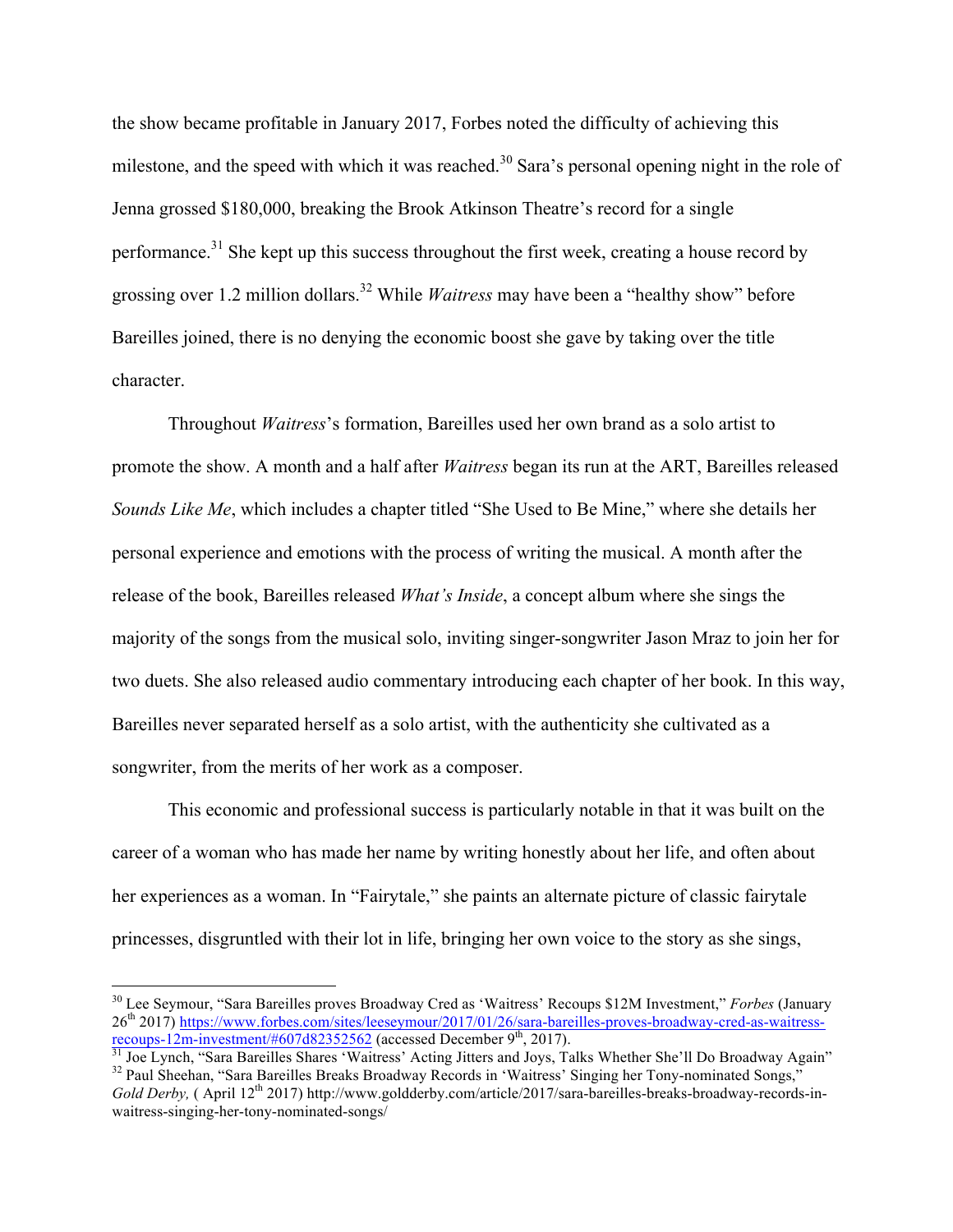the show became profitable in January 2017, Forbes noted the difficulty of achieving this milestone, and the speed with which it was reached.[30] Sara's personal opening night in the role of Jenna grossed $180,000, breaking the Brook Atkinson Theatre's record for a single performance.[31] She kept up this success throughout the first week, creating a house record by grossing over 1.2 million dollars.[32] While *Waitress* may have been a "healthy show" before Bareilles joined, there is no denying the economic boost she gave by taking over the title character.

Throughout *Waitress*'s formation, Bareilles used her own brand as a solo artist to promote the show. A month and a half after *Waitress* began its run at the ART, Bareilles released *Sounds Like Me*, which includes a chapter titled "She Used to Be Mine," where she details her personal experience and emotions with the process of writing the musical. A month after the release of the book, Bareilles released *What's Inside*, a concept album where she sings the majority of the songs from the musical solo, inviting singer-songwriter Jason Mraz to join her for two duets. She also released audio commentary introducing each chapter of her book. In this way, Bareilles never separated herself as a solo artist, with the authenticity she cultivated as a songwriter, from the merits of her work as a composer.

This economic and professional success is particularly notable in that it was built on the career of a woman who has made her name by writing honestly about her life, and often about her experiences as a woman. In "Fairytale," she paints an alternate picture of classic fairytale princesses, disgruntled with their lot in life, bringing her own voice to the story as she sings,

---

[30] Lee Seymour, "Sara Bareilles proves Broadway Cred as 'Waitress' Recoups $12M Investment," *Forbes* (January 26th 2017) https://www.forbes.com/sites/leeseymour/2017/01/26/sara-bareilles-proves-broadway-cred-as-waitress-recoups-12m-investment/#607d82352562 (accessed December 9th, 2017).

[31] Joe Lynch, "Sara Bareilles Shares 'Waitress' Acting Jitters and Joys, Talks Whether She'll Do Broadway Again"

[32] Paul Sheehan, "Sara Bareilles Breaks Broadway Records in 'Waitress' Singing her Tony-nominated Songs," *Gold Derby,* ( April 12th 2017) http://www.goldderby.com/article/2017/sara-bareilles-breaks-broadway-records-in-waitress-singing-her-tony-nominated-songs/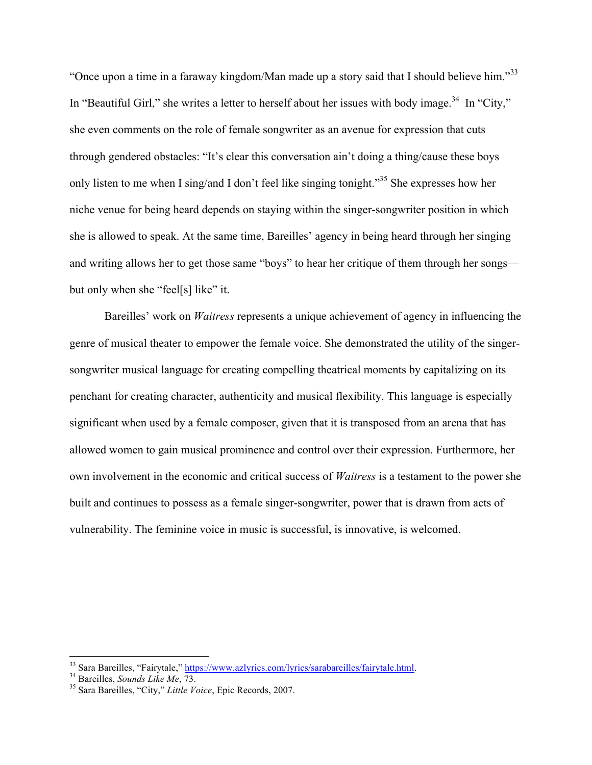"Once upon a time in a faraway kingdom/Man made up a story said that I should believe him."[33] In "Beautiful Girl," she writes a letter to herself about her issues with body image.[34] In "City," she even comments on the role of female songwriter as an avenue for expression that cuts through gendered obstacles: "It's clear this conversation ain't doing a thing/cause these boys only listen to me when I sing/and I don't feel like singing tonight."[35] She expresses how her niche venue for being heard depends on staying within the singer-songwriter position in which she is allowed to speak. At the same time, Bareilles' agency in being heard through her singing and writing allows her to get those same "boys" to hear her critique of them through her songs—but only when she "feel[s] like" it.

Bareilles' work on *Waitress* represents a unique achievement of agency in influencing the genre of musical theater to empower the female voice. She demonstrated the utility of the singer-songwriter musical language for creating compelling theatrical moments by capitalizing on its penchant for creating character, authenticity and musical flexibility. This language is especially significant when used by a female composer, given that it is transposed from an arena that has allowed women to gain musical prominence and control over their expression. Furthermore, her own involvement in the economic and critical success of *Waitress* is a testament to the power she built and continues to possess as a female singer-songwriter, power that is drawn from acts of vulnerability. The feminine voice in music is successful, is innovative, is welcomed.

---

[33] Sara Bareilles, "Fairytale," https://www.azlyrics.com/lyrics/sarabareilles/fairytale.html.

[34] Bareilles, *Sounds Like Me*, 73.

[35] Sara Bareilles, "City," *Little Voice*, Epic Records, 2007.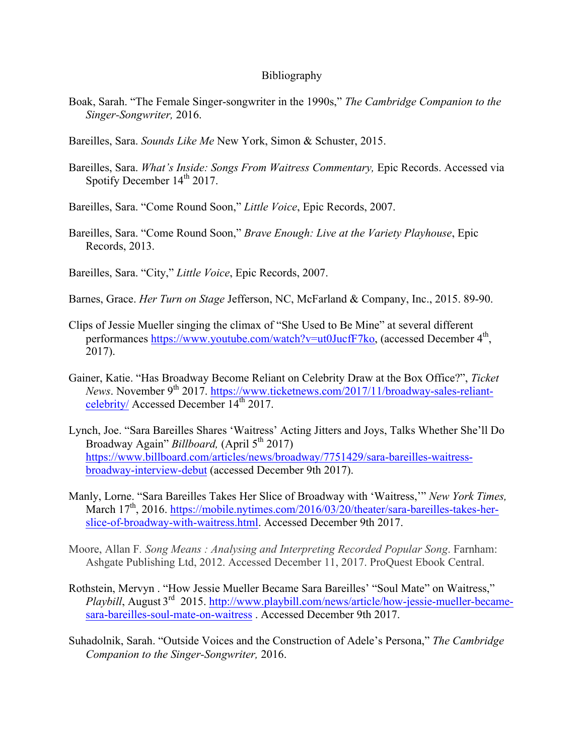# Bibliography

Boak, Sarah. "The Female Singer-songwriter in the 1990s," *The Cambridge Companion to the Singer-Songwriter,* 2016.

Bareilles, Sara. *Sounds Like Me* New York, Simon & Schuster, 2015.

Bareilles, Sara. *What's Inside: Songs From Waitress Commentary,* Epic Records. Accessed via Spotify December 14th 2017.

Bareilles, Sara. "Come Round Soon," *Little Voice*, Epic Records, 2007.

Bareilles, Sara. "Come Round Soon," *Brave Enough: Live at the Variety Playhouse*, Epic Records, 2013.

Bareilles, Sara. "City," *Little Voice*, Epic Records, 2007.

Barnes, Grace. *Her Turn on Stage* Jefferson, NC, McFarland & Company, Inc., 2015. 89-90.

Clips of Jessie Mueller singing the climax of "She Used to Be Mine" at several different performances https://www.youtube.com/watch?v=ut0JucfF7ko, (accessed December 4th, 2017).

Gainer, Katie. "Has Broadway Become Reliant on Celebrity Draw at the Box Office?", *Ticket News*. November 9th 2017. https://www.ticketnews.com/2017/11/broadway-sales-reliant-celebrity/ Accessed December 14th 2017.

Lynch, Joe. "Sara Bareilles Shares 'Waitress' Acting Jitters and Joys, Talks Whether She'll Do Broadway Again" *Billboard,* (April 5th 2017) https://www.billboard.com/articles/news/broadway/7751429/sara-bareilles-waitress-broadway-interview-debut (accessed December 9th 2017).

Manly, Lorne. "Sara Bareilles Takes Her Slice of Broadway with 'Waitress,'" *New York Times,* March 17th, 2016. https://mobile.nytimes.com/2016/03/20/theater/sara-bareilles-takes-her-slice-of-broadway-with-waitress.html. Accessed December 9th 2017.

Moore, Allan F. *Song Means : Analysing and Interpreting Recorded Popular Song*. Farnham: Ashgate Publishing Ltd, 2012. Accessed December 11, 2017. ProQuest Ebook Central.

Rothstein, Mervyn . "How Jessie Mueller Became Sara Bareilles' "Soul Mate" on Waitress," *Playbill*, August 3rd 2015. http://www.playbill.com/news/article/how-jessie-mueller-became-sara-bareilles-soul-mate-on-waitress . Accessed December 9th 2017.

Suhadolnik, Sarah. "Outside Voices and the Construction of Adele's Persona," *The Cambridge Companion to the Singer-Songwriter,* 2016.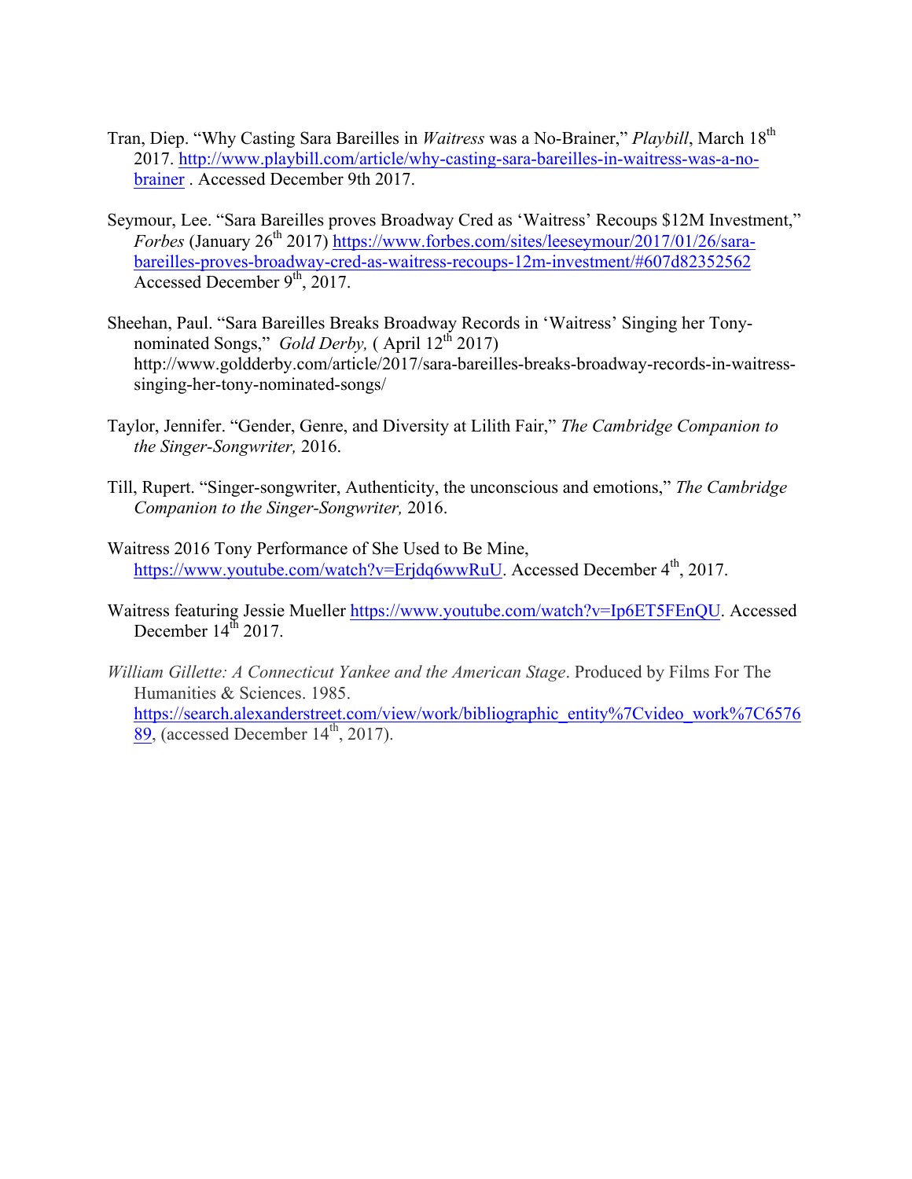Tran, Diep. "Why Casting Sara Bareilles in *Waitress* was a No-Brainer," *Playbill*, March 18th 2017. http://www.playbill.com/article/why-casting-sara-bareilles-in-waitress-was-a-no-brainer . Accessed December 9th 2017.

Seymour, Lee. "Sara Bareilles proves Broadway Cred as 'Waitress' Recoups $12M Investment," *Forbes* (January 26th 2017) https://www.forbes.com/sites/leeseymour/2017/01/26/sara-bareilles-proves-broadway-cred-as-waitress-recoups-12m-investment/#607d82352562 Accessed December 9th, 2017.

Sheehan, Paul. "Sara Bareilles Breaks Broadway Records in 'Waitress' Singing her Tony-nominated Songs," *Gold Derby,* ( April 12th 2017) http://www.goldderby.com/article/2017/sara-bareilles-breaks-broadway-records-in-waitress-singing-her-tony-nominated-songs/

Taylor, Jennifer. "Gender, Genre, and Diversity at Lilith Fair," *The Cambridge Companion to the Singer-Songwriter,* 2016.

Till, Rupert. "Singer-songwriter, Authenticity, the unconscious and emotions," *The Cambridge Companion to the Singer-Songwriter,* 2016.

Waitress 2016 Tony Performance of She Used to Be Mine, https://www.youtube.com/watch?v=Erjdq6wwRuU. Accessed December 4th, 2017.

Waitress featuring Jessie Mueller https://www.youtube.com/watch?v=Ip6ET5FEnQU. Accessed December 14th 2017.

*William Gillette: A Connecticut Yankee and the American Stage*. Produced by Films For The Humanities & Sciences. 1985. https://search.alexanderstreet.com/view/work/bibliographic_entity%7Cvideo_work%7C657689, (accessed December 14th, 2017).